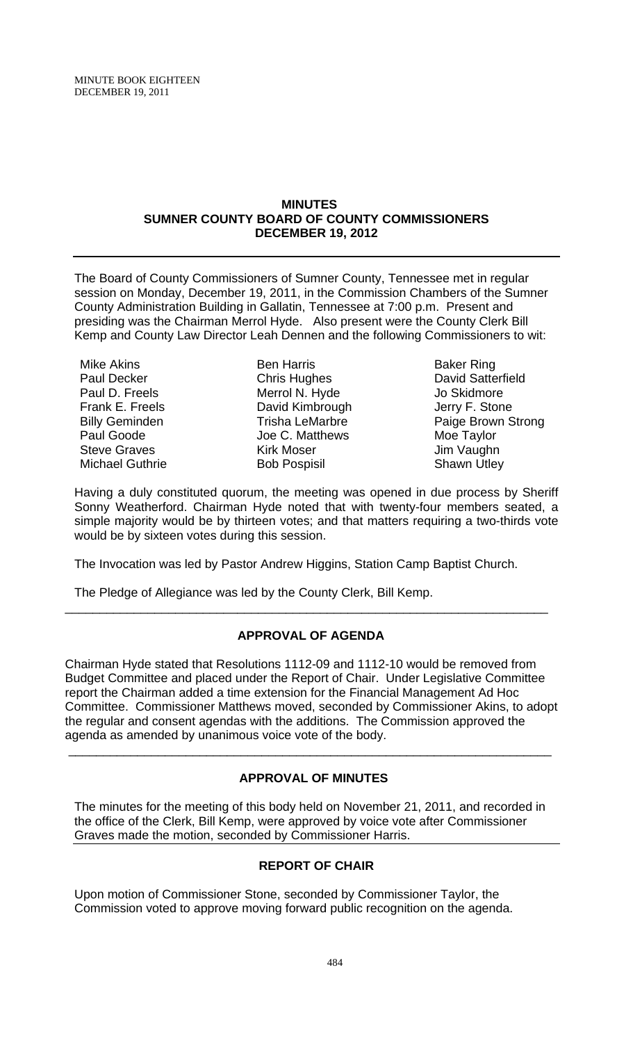**MINUTES**
**SUMNER COUNTY BOARD OF COUNTY COMMISSIONERS**
**DECEMBER 19, 2012**

The Board of County Commissioners of Sumner County, Tennessee met in regular session on Monday, December 19, 2011, in the Commission Chambers of the Sumner County Administration Building in Gallatin, Tennessee at 7:00 p.m. Present and presiding was the Chairman Merrol Hyde. Also present were the County Clerk Bill Kemp and County Law Director Leah Dennen and the following Commissioners to wit:

| | | |
|---|---|---|
| Mike Akins | Ben Harris | Baker Ring |
| Paul Decker | Chris Hughes | David Satterfield |
| Paul D. Freels | Merrol N. Hyde | Jo Skidmore |
| Frank E. Freels | David Kimbrough | Jerry F. Stone |
| Billy Geminden | Trisha LeMarbre | Paige Brown Strong |
| Paul Goode | Joe C. Matthews | Moe Taylor |
| Steve Graves | Kirk Moser | Jim Vaughn |
| Michael Guthrie | Bob Pospisil | Shawn Utley |

Having a duly constituted quorum, the meeting was opened in due process by Sheriff Sonny Weatherford. Chairman Hyde noted that with twenty-four members seated, a simple majority would be by thirteen votes; and that matters requiring a two-thirds vote would be by sixteen votes during this session.

The Invocation was led by Pastor Andrew Higgins, Station Camp Baptist Church.

The Pledge of Allegiance was led by the County Clerk, Bill Kemp.

---

## APPROVAL OF AGENDA

Chairman Hyde stated that Resolutions 1112-09 and 1112-10 would be removed from Budget Committee and placed under the Report of Chair. Under Legislative Committee report the Chairman added a time extension for the Financial Management Ad Hoc Committee. Commissioner Matthews moved, seconded by Commissioner Akins, to adopt the regular and consent agendas with the additions. The Commission approved the agenda as amended by unanimous voice vote of the body.

---

## APPROVAL OF MINUTES

The minutes for the meeting of this body held on November 21, 2011, and recorded in the office of the Clerk, Bill Kemp, were approved by voice vote after Commissioner Graves made the motion, seconded by Commissioner Harris.

## REPORT OF CHAIR

Upon motion of Commissioner Stone, seconded by Commissioner Taylor, the Commission voted to approve moving forward public recognition on the agenda.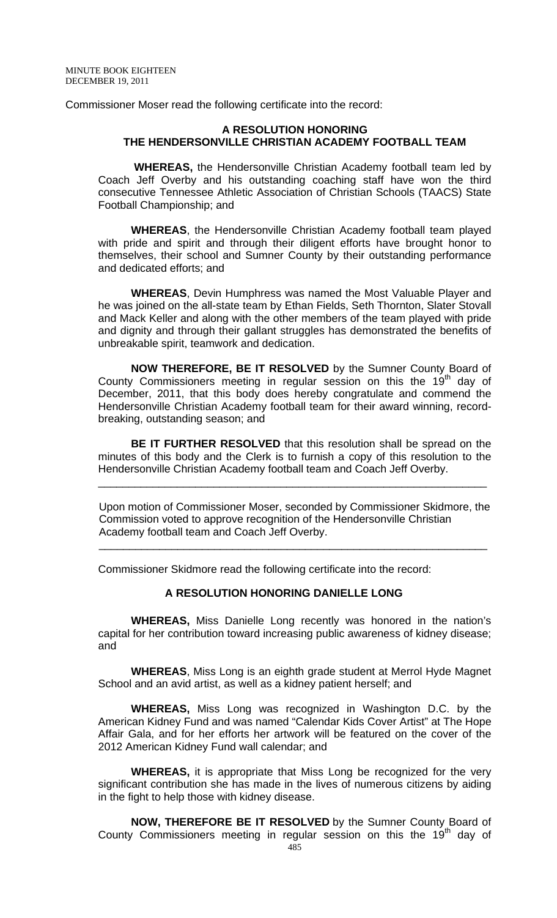Commissioner Moser read the following certificate into the record:

**A RESOLUTION HONORING**
**THE HENDERSONVILLE CHRISTIAN ACADEMY FOOTBALL TEAM**

**WHEREAS,** the Hendersonville Christian Academy football team led by Coach Jeff Overby and his outstanding coaching staff have won the third consecutive Tennessee Athletic Association of Christian Schools (TAACS) State Football Championship; and

**WHEREAS**, the Hendersonville Christian Academy football team played with pride and spirit and through their diligent efforts have brought honor to themselves, their school and Sumner County by their outstanding performance and dedicated efforts; and

**WHEREAS**, Devin Humphress was named the Most Valuable Player and he was joined on the all-state team by Ethan Fields, Seth Thornton, Slater Stovall and Mack Keller and along with the other members of the team played with pride and dignity and through their gallant struggles has demonstrated the benefits of unbreakable spirit, teamwork and dedication.

**NOW THEREFORE, BE IT RESOLVED** by the Sumner County Board of County Commissioners meeting in regular session on this the 19th day of December, 2011, that this body does hereby congratulate and commend the Hendersonville Christian Academy football team for their award winning, record-breaking, outstanding season; and

**BE IT FURTHER RESOLVED** that this resolution shall be spread on the minutes of this body and the Clerk is to furnish a copy of this resolution to the Hendersonville Christian Academy football team and Coach Jeff Overby.

---

Upon motion of Commissioner Moser, seconded by Commissioner Skidmore, the Commission voted to approve recognition of the Hendersonville Christian Academy football team and Coach Jeff Overby.

---

Commissioner Skidmore read the following certificate into the record:

**A RESOLUTION HONORING DANIELLE LONG**

**WHEREAS,** Miss Danielle Long recently was honored in the nation's capital for her contribution toward increasing public awareness of kidney disease; and

**WHEREAS**, Miss Long is an eighth grade student at Merrol Hyde Magnet School and an avid artist, as well as a kidney patient herself; and

**WHEREAS,** Miss Long was recognized in Washington D.C. by the American Kidney Fund and was named "Calendar Kids Cover Artist" at The Hope Affair Gala, and for her efforts her artwork will be featured on the cover of the 2012 American Kidney Fund wall calendar; and

**WHEREAS,** it is appropriate that Miss Long be recognized for the very significant contribution she has made in the lives of numerous citizens by aiding in the fight to help those with kidney disease.

**NOW, THEREFORE BE IT RESOLVED** by the Sumner County Board of County Commissioners meeting in regular session on this the 19th day of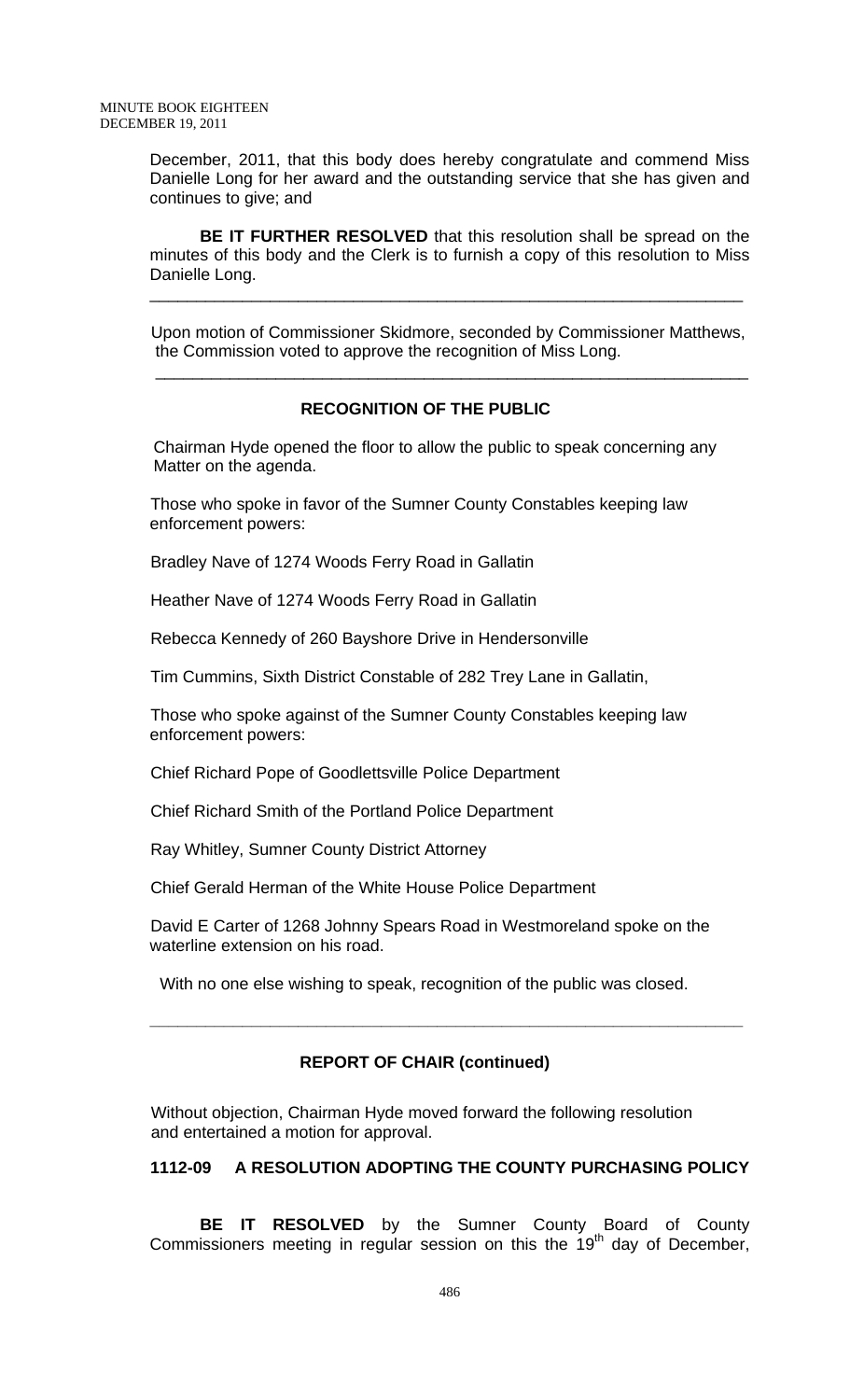December, 2011, that this body does hereby congratulate and commend Miss Danielle Long for her award and the outstanding service that she has given and continues to give; and

**BE IT FURTHER RESOLVED** that this resolution shall be spread on the minutes of this body and the Clerk is to furnish a copy of this resolution to Miss Danielle Long.

---

Upon motion of Commissioner Skidmore, seconded by Commissioner Matthews, the Commission voted to approve the recognition of Miss Long.

---

**RECOGNITION OF THE PUBLIC**

Chairman Hyde opened the floor to allow the public to speak concerning any Matter on the agenda.

Those who spoke in favor of the Sumner County Constables keeping law enforcement powers:

Bradley Nave of 1274 Woods Ferry Road in Gallatin

Heather Nave of 1274 Woods Ferry Road in Gallatin

Rebecca Kennedy of 260 Bayshore Drive in Hendersonville

Tim Cummins, Sixth District Constable of 282 Trey Lane in Gallatin,

Those who spoke against of the Sumner County Constables keeping law enforcement powers:

Chief Richard Pope of Goodlettsville Police Department

Chief Richard Smith of the Portland Police Department

Ray Whitley, Sumner County District Attorney

Chief Gerald Herman of the White House Police Department

David E Carter of 1268 Johnny Spears Road in Westmoreland spoke on the waterline extension on his road.

With no one else wishing to speak, recognition of the public was closed.

---

**REPORT OF CHAIR (continued)**

Without objection, Chairman Hyde moved forward the following resolution and entertained a motion for approval.

**1112-09 A RESOLUTION ADOPTING THE COUNTY PURCHASING POLICY**

**BE IT RESOLVED** by the Sumner County Board of County Commissioners meeting in regular session on this the 19th day of December,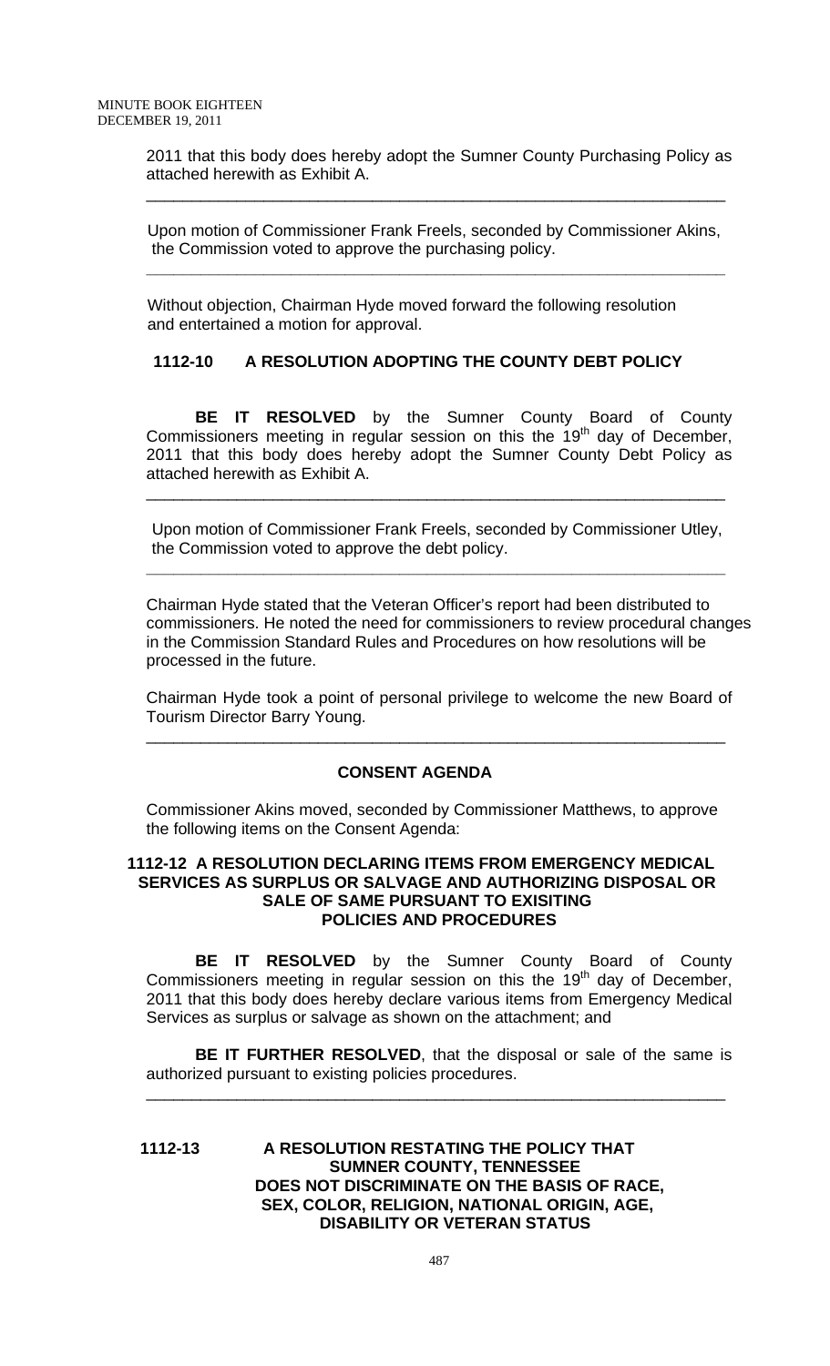2011 that this body does hereby adopt the Sumner County Purchasing Policy as attached herewith as Exhibit A.

---

Upon motion of Commissioner Frank Freels, seconded by Commissioner Akins, the Commission voted to approve the purchasing policy.

---

Without objection, Chairman Hyde moved forward the following resolution and entertained a motion for approval.

**1112-10 A RESOLUTION ADOPTING THE COUNTY DEBT POLICY**

**BE IT RESOLVED** by the Sumner County Board of County Commissioners meeting in regular session on this the 19th day of December, 2011 that this body does hereby adopt the Sumner County Debt Policy as attached herewith as Exhibit A.

---

Upon motion of Commissioner Frank Freels, seconded by Commissioner Utley, the Commission voted to approve the debt policy.

---

Chairman Hyde stated that the Veteran Officer's report had been distributed to commissioners. He noted the need for commissioners to review procedural changes in the Commission Standard Rules and Procedures on how resolutions will be processed in the future.

Chairman Hyde took a point of personal privilege to welcome the new Board of Tourism Director Barry Young.

---

**CONSENT AGENDA**

Commissioner Akins moved, seconded by Commissioner Matthews, to approve the following items on the Consent Agenda:

**1112-12 A RESOLUTION DECLARING ITEMS FROM EMERGENCY MEDICAL SERVICES AS SURPLUS OR SALVAGE AND AUTHORIZING DISPOSAL OR SALE OF SAME PURSUANT TO EXISITING POLICIES AND PROCEDURES**

**BE IT RESOLVED** by the Sumner County Board of County Commissioners meeting in regular session on this the 19th day of December, 2011 that this body does hereby declare various items from Emergency Medical Services as surplus or salvage as shown on the attachment; and

**BE IT FURTHER RESOLVED**, that the disposal or sale of the same is authorized pursuant to existing policies procedures.

---

**1112-13 A RESOLUTION RESTATING THE POLICY THAT SUMNER COUNTY, TENNESSEE DOES NOT DISCRIMINATE ON THE BASIS OF RACE, SEX, COLOR, RELIGION, NATIONAL ORIGIN, AGE, DISABILITY OR VETERAN STATUS**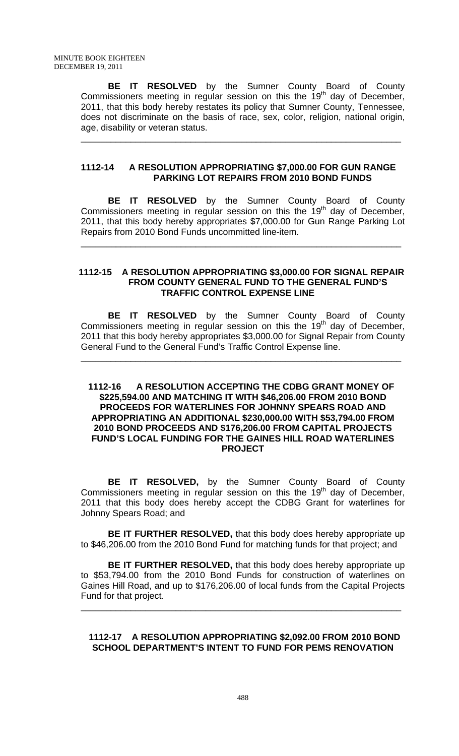**BE IT RESOLVED** by the Sumner County Board of County Commissioners meeting in regular session on this the 19th day of December, 2011, that this body hereby restates its policy that Sumner County, Tennessee, does not discriminate on the basis of race, sex, color, religion, national origin, age, disability or veteran status.

---

### 1112-14 A RESOLUTION APPROPRIATING $7,000.00 FOR GUN RANGE PARKING LOT REPAIRS FROM 2010 BOND FUNDS

**BE IT RESOLVED** by the Sumner County Board of County Commissioners meeting in regular session on this the 19th day of December, 2011, that this body hereby appropriates $7,000.00 for Gun Range Parking Lot Repairs from 2010 Bond Funds uncommitted line-item.

---

### 1112-15 A RESOLUTION APPROPRIATING $3,000.00 FOR SIGNAL REPAIR FROM COUNTY GENERAL FUND TO THE GENERAL FUND'S TRAFFIC CONTROL EXPENSE LINE

**BE IT RESOLVED** by the Sumner County Board of County Commissioners meeting in regular session on this the 19th day of December, 2011 that this body hereby appropriates $3,000.00 for Signal Repair from County General Fund to the General Fund's Traffic Control Expense line.

---

### 1112-16 A RESOLUTION ACCEPTING THE CDBG GRANT MONEY OF $225,594.00 AND MATCHING IT WITH $46,206.00 FROM 2010 BOND PROCEEDS FOR WATERLINES FOR JOHNNY SPEARS ROAD AND APPROPRIATING AN ADDITIONAL $230,000.00 WITH $53,794.00 FROM 2010 BOND PROCEEDS AND $176,206.00 FROM CAPITAL PROJECTS FUND'S LOCAL FUNDING FOR THE GAINES HILL ROAD WATERLINES PROJECT

**BE IT RESOLVED,** by the Sumner County Board of County Commissioners meeting in regular session on this the 19th day of December, 2011 that this body does hereby accept the CDBG Grant for waterlines for Johnny Spears Road; and

**BE IT FURTHER RESOLVED,** that this body does hereby appropriate up to $46,206.00 from the 2010 Bond Fund for matching funds for that project; and

**BE IT FURTHER RESOLVED,** that this body does hereby appropriate up to $53,794.00 from the 2010 Bond Funds for construction of waterlines on Gaines Hill Road, and up to $176,206.00 of local funds from the Capital Projects Fund for that project.

---

### 1112-17 A RESOLUTION APPROPRIATING $2,092.00 FROM 2010 BOND SCHOOL DEPARTMENT'S INTENT TO FUND FOR PEMS RENOVATION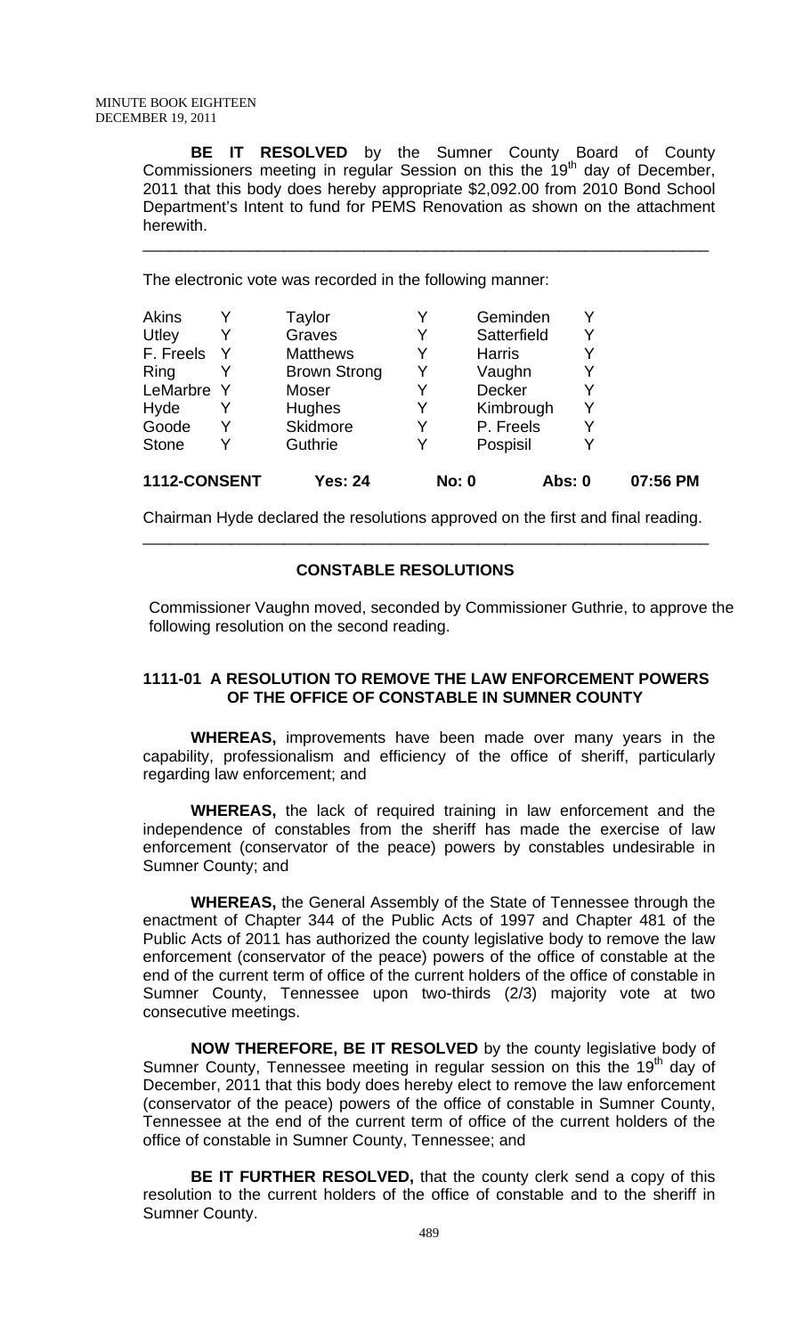**BE IT RESOLVED** by the Sumner County Board of County Commissioners meeting in regular Session on this the 19th day of December, 2011 that this body does hereby appropriate $2,092.00 from 2010 Bond School Department's Intent to fund for PEMS Renovation as shown on the attachment herewith.

---

The electronic vote was recorded in the following manner:

| | | | | | |
|---|---|---|---|---|---|
| Akins | Y | Taylor | Y | Geminden | Y |
| Utley | Y | Graves | Y | Satterfield | Y |
| F. Freels | Y | Matthews | Y | Harris | Y |
| Ring | Y | Brown Strong | Y | Vaughn | Y |
| LeMarbre | Y | Moser | Y | Decker | Y |
| Hyde | Y | Hughes | Y | Kimbrough | Y |
| Goode | Y | Skidmore | Y | P. Freels | Y |
| Stone | Y | Guthrie | Y | Pospisil | Y |

**1112-CONSENT  Yes: 24  No: 0  Abs: 0  07:56 PM**

Chairman Hyde declared the resolutions approved on the first and final reading.

---

**CONSTABLE RESOLUTIONS**

Commissioner Vaughn moved, seconded by Commissioner Guthrie, to approve the following resolution on the second reading.

**1111-01 A RESOLUTION TO REMOVE THE LAW ENFORCEMENT POWERS OF THE OFFICE OF CONSTABLE IN SUMNER COUNTY**

**WHEREAS,** improvements have been made over many years in the capability, professionalism and efficiency of the office of sheriff, particularly regarding law enforcement; and

**WHEREAS,** the lack of required training in law enforcement and the independence of constables from the sheriff has made the exercise of law enforcement (conservator of the peace) powers by constables undesirable in Sumner County; and

**WHEREAS,** the General Assembly of the State of Tennessee through the enactment of Chapter 344 of the Public Acts of 1997 and Chapter 481 of the Public Acts of 2011 has authorized the county legislative body to remove the law enforcement (conservator of the peace) powers of the office of constable at the end of the current term of office of the current holders of the office of constable in Sumner County, Tennessee upon two-thirds (2/3) majority vote at two consecutive meetings.

**NOW THEREFORE, BE IT RESOLVED** by the county legislative body of Sumner County, Tennessee meeting in regular session on this the 19th day of December, 2011 that this body does hereby elect to remove the law enforcement (conservator of the peace) powers of the office of constable in Sumner County, Tennessee at the end of the current term of office of the current holders of the office of constable in Sumner County, Tennessee; and

**BE IT FURTHER RESOLVED,** that the county clerk send a copy of this resolution to the current holders of the office of constable and to the sheriff in Sumner County.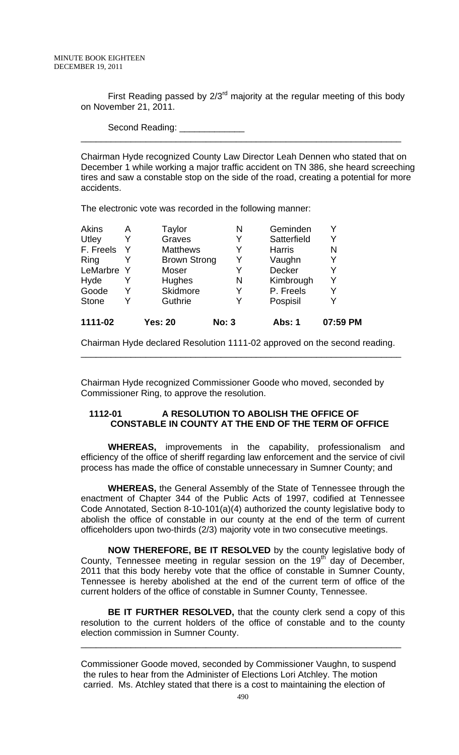First Reading passed by 2/3rd majority at the regular meeting of this body on November 21, 2011.

Second Reading: \_\_\_\_\_\_\_\_\_\_\_\_\_

---

Chairman Hyde recognized County Law Director Leah Dennen who stated that on December 1 while working a major traffic accident on TN 386, she heard screeching tires and saw a constable stop on the side of the road, creating a potential for more accidents.

The electronic vote was recorded in the following manner:

| | | | | | |
|---|---|---|---|---|---|
| Akins | A | Taylor | N | Geminden | Y |
| Utley | Y | Graves | Y | Satterfield | Y |
| F. Freels | Y | Matthews | Y | Harris | N |
| Ring | Y | Brown Strong | Y | Vaughn | Y |
| LeMarbre | Y | Moser | Y | Decker | Y |
| Hyde | Y | Hughes | N | Kimbrough | Y |
| Goode | Y | Skidmore | Y | P. Freels | Y |
| Stone | Y | Guthrie | Y | Pospisil | Y |
| **1111-02** | | **Yes: 20** | **No: 3** | **Abs: 1** | **07:59 PM** |

Chairman Hyde declared Resolution 1111-02 approved on the second reading.

---

Chairman Hyde recognized Commissioner Goode who moved, seconded by Commissioner Ring, to approve the resolution.

**1112-01 A RESOLUTION TO ABOLISH THE OFFICE OF CONSTABLE IN COUNTY AT THE END OF THE TERM OF OFFICE**

**WHEREAS,** improvements in the capability, professionalism and efficiency of the office of sheriff regarding law enforcement and the service of civil process has made the office of constable unnecessary in Sumner County; and

**WHEREAS,** the General Assembly of the State of Tennessee through the enactment of Chapter 344 of the Public Acts of 1997, codified at Tennessee Code Annotated, Section 8-10-101(a)(4) authorized the county legislative body to abolish the office of constable in our county at the end of the term of current officeholders upon two-thirds (2/3) majority vote in two consecutive meetings.

**NOW THEREFORE, BE IT RESOLVED** by the county legislative body of County, Tennessee meeting in regular session on the 19th day of December, 2011 that this body hereby vote that the office of constable in Sumner County, Tennessee is hereby abolished at the end of the current term of office of the current holders of the office of constable in Sumner County, Tennessee.

**BE IT FURTHER RESOLVED,** that the county clerk send a copy of this resolution to the current holders of the office of constable and to the county election commission in Sumner County.

---

Commissioner Goode moved, seconded by Commissioner Vaughn, to suspend the rules to hear from the Administer of Elections Lori Atchley. The motion carried. Ms. Atchley stated that there is a cost to maintaining the election of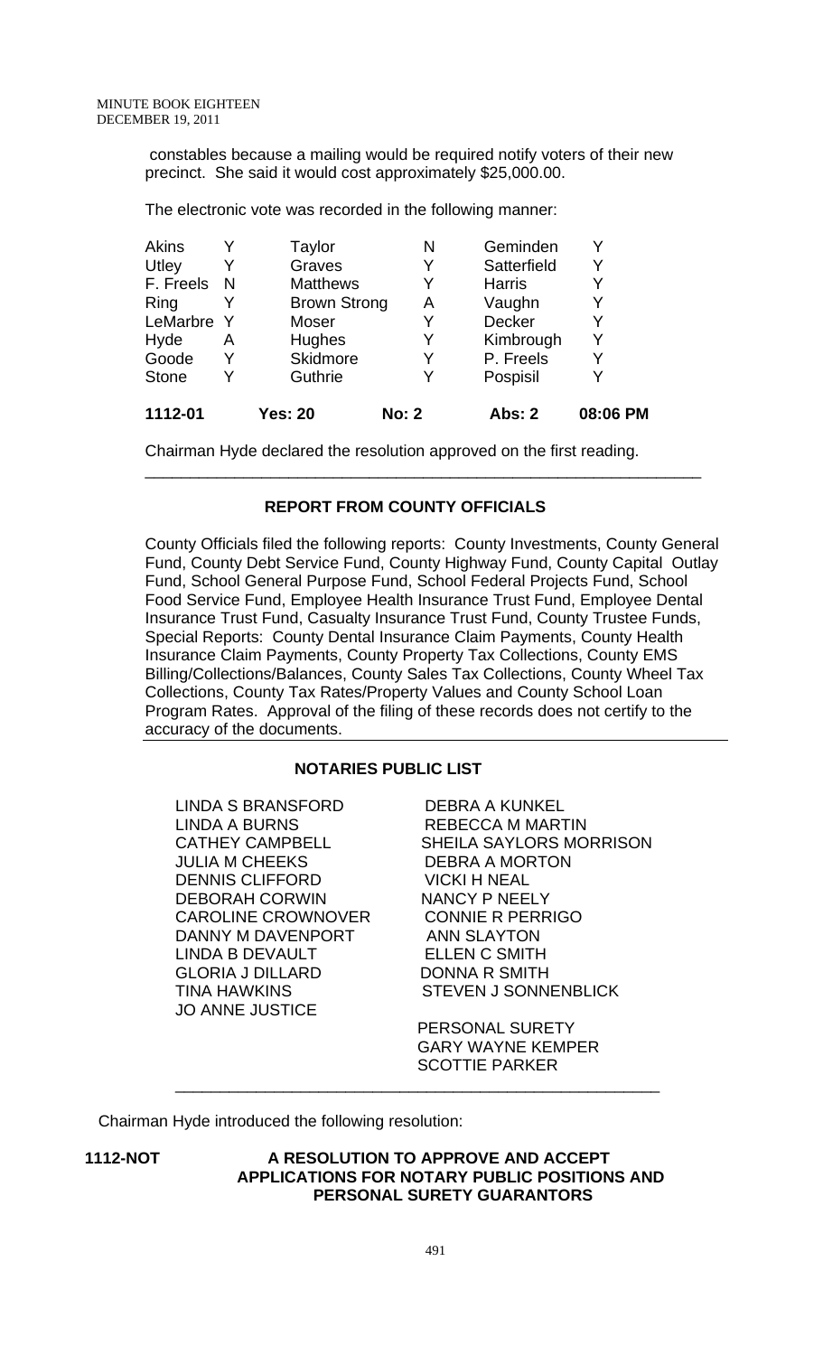constables because a mailing would be required notify voters of their new precinct. She said it would cost approximately $25,000.00.

The electronic vote was recorded in the following manner:

| | | | | | |
|---|---|---|---|---|---|
| Akins | Y | Taylor | N | Geminden | Y |
| Utley | Y | Graves | Y | Satterfield | Y |
| F. Freels | N | Matthews | Y | Harris | Y |
| Ring | Y | Brown Strong | A | Vaughn | Y |
| LeMarbre | Y | Moser | Y | Decker | Y |
| Hyde | A | Hughes | Y | Kimbrough | Y |
| Goode | Y | Skidmore | Y | P. Freels | Y |
| Stone | Y | Guthrie | Y | Pospisil | Y |
| **1112-01** | | **Yes: 20** | **No: 2** | **Abs: 2** | **08:06 PM** |

Chairman Hyde declared the resolution approved on the first reading.

---

## REPORT FROM COUNTY OFFICIALS

County Officials filed the following reports: County Investments, County General Fund, County Debt Service Fund, County Highway Fund, County Capital Outlay Fund, School General Purpose Fund, School Federal Projects Fund, School Food Service Fund, Employee Health Insurance Trust Fund, Employee Dental Insurance Trust Fund, Casualty Insurance Trust Fund, County Trustee Funds, Special Reports: County Dental Insurance Claim Payments, County Health Insurance Claim Payments, County Property Tax Collections, County EMS Billing/Collections/Balances, County Sales Tax Collections, County Wheel Tax Collections, County Tax Rates/Property Values and County School Loan Program Rates. Approval of the filing of these records does not certify to the accuracy of the documents.

---

## NOTARIES PUBLIC LIST

| | |
|---|---|
| LINDA S BRANSFORD | DEBRA A KUNKEL |
| LINDA A BURNS | REBECCA M MARTIN |
| CATHEY CAMPBELL | SHEILA SAYLORS MORRISON |
| JULIA M CHEEKS | DEBRA A MORTON |
| DENNIS CLIFFORD | VICKI H NEAL |
| DEBORAH CORWIN | NANCY P NEELY |
| CAROLINE CROWNOVER | CONNIE R PERRIGO |
| DANNY M DAVENPORT | ANN SLAYTON |
| LINDA B DEVAULT | ELLEN C SMITH |
| GLORIA J DILLARD | DONNA R SMITH |
| TINA HAWKINS | STEVEN J SONNENBLICK |
| JO ANNE JUSTICE | |

PERSONAL SURETY
GARY WAYNE KEMPER
SCOTTIE PARKER

---

Chairman Hyde introduced the following resolution:

**1112-NOT** **A RESOLUTION TO APPROVE AND ACCEPT APPLICATIONS FOR NOTARY PUBLIC POSITIONS AND PERSONAL SURETY GUARANTORS**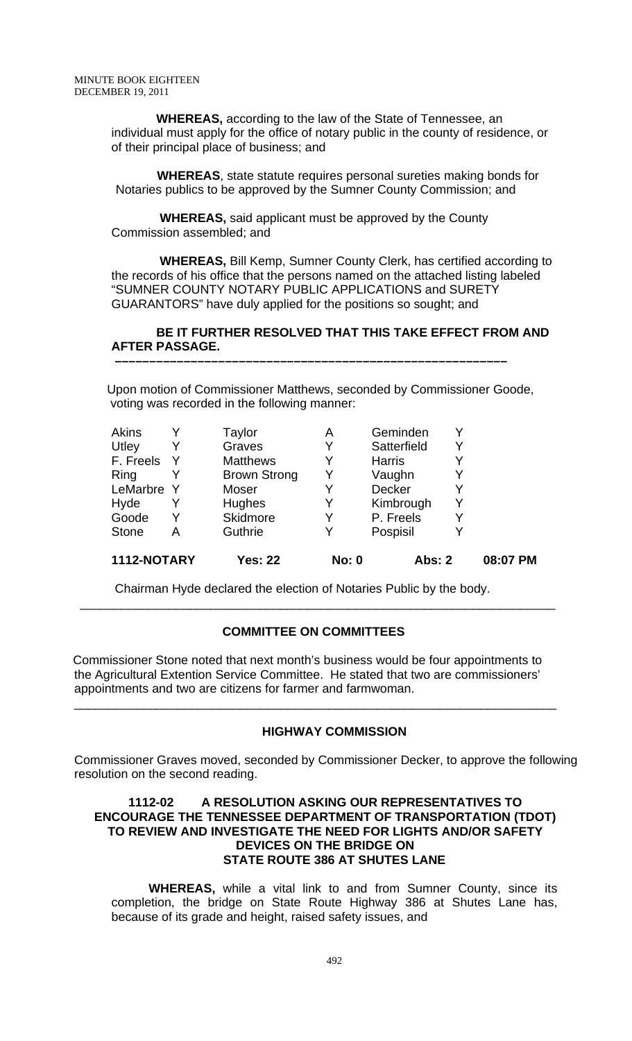**WHEREAS,** according to the law of the State of Tennessee, an individual must apply for the office of notary public in the county of residence, or of their principal place of business; and

**WHEREAS**, state statute requires personal sureties making bonds for Notaries publics to be approved by the Sumner County Commission; and

**WHEREAS,** said applicant must be approved by the County Commission assembled; and

**WHEREAS,** Bill Kemp, Sumner County Clerk, has certified according to the records of his office that the persons named on the attached listing labeled "SUMNER COUNTY NOTARY PUBLIC APPLICATIONS and SURETY GUARANTORS" have duly applied for the positions so sought; and

**BE IT FURTHER RESOLVED THAT THIS TAKE EFFECT FROM AND AFTER PASSAGE.**

---

Upon motion of Commissioner Matthews, seconded by Commissioner Goode, voting was recorded in the following manner:

| | | | | | | |
|---|---|---|---|---|---|---|
| Akins | Y | Taylor | A | Geminden | Y | |
| Utley | Y | Graves | Y | Satterfield | Y | |
| F. Freels | Y | Matthews | Y | Harris | Y | |
| Ring | Y | Brown Strong | Y | Vaughn | Y | |
| LeMarbre | Y | Moser | Y | Decker | Y | |
| Hyde | Y | Hughes | Y | Kimbrough | Y | |
| Goode | Y | Skidmore | Y | P. Freels | Y | |
| Stone | A | Guthrie | Y | Pospisil | Y | |
| **1112-NOTARY** | | **Yes: 22** | **No: 0** | **Abs: 2** | | **08:07 PM** |

Chairman Hyde declared the election of Notaries Public by the body.

---

### COMMITTEE ON COMMITTEES

Commissioner Stone noted that next month's business would be four appointments to the Agricultural Extention Service Committee. He stated that two are commissioners' appointments and two are citizens for farmer and farmwoman.

---

### HIGHWAY COMMISSION

Commissioner Graves moved, seconded by Commissioner Decker, to approve the following resolution on the second reading.

**1112-02 A RESOLUTION ASKING OUR REPRESENTATIVES TO ENCOURAGE THE TENNESSEE DEPARTMENT OF TRANSPORTATION (TDOT) TO REVIEW AND INVESTIGATE THE NEED FOR LIGHTS AND/OR SAFETY DEVICES ON THE BRIDGE ON STATE ROUTE 386 AT SHUTES LANE**

**WHEREAS,** while a vital link to and from Sumner County, since its completion, the bridge on State Route Highway 386 at Shutes Lane has, because of its grade and height, raised safety issues, and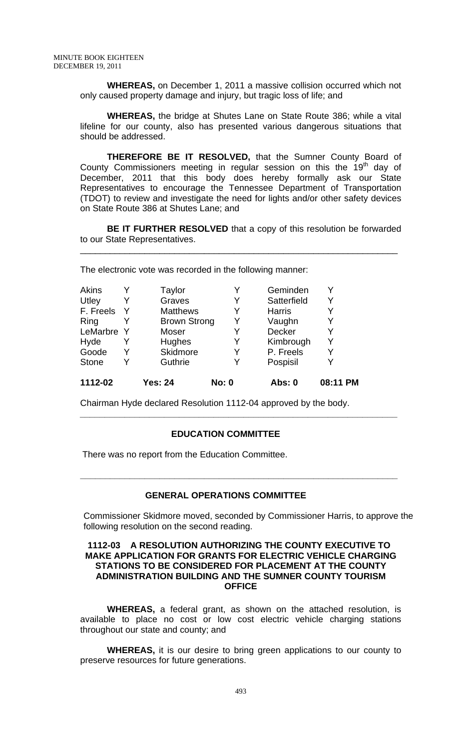**WHEREAS,** on December 1, 2011 a massive collision occurred which not only caused property damage and injury, but tragic loss of life; and

**WHEREAS,** the bridge at Shutes Lane on State Route 386; while a vital lifeline for our county, also has presented various dangerous situations that should be addressed.

**THEREFORE BE IT RESOLVED,** that the Sumner County Board of County Commissioners meeting in regular session on this the 19th day of December, 2011 that this body does hereby formally ask our State Representatives to encourage the Tennessee Department of Transportation (TDOT) to review and investigate the need for lights and/or other safety devices on State Route 386 at Shutes Lane; and

**BE IT FURTHER RESOLVED** that a copy of this resolution be forwarded to our State Representatives.

---

The electronic vote was recorded in the following manner:

| | | | | | |
|---|---|---|---|---|---|
| Akins | Y | Taylor | Y | Geminden | Y |
| Utley | Y | Graves | Y | Satterfield | Y |
| F. Freels | Y | Matthews | Y | Harris | Y |
| Ring | Y | Brown Strong | Y | Vaughn | Y |
| LeMarbre | Y | Moser | Y | Decker | Y |
| Hyde | Y | Hughes | Y | Kimbrough | Y |
| Goode | Y | Skidmore | Y | P. Freels | Y |
| Stone | Y | Guthrie | Y | Pospisil | Y |
| **1112-02** | | **Yes: 24** | **No: 0** | **Abs: 0** | **08:11 PM** |

Chairman Hyde declared Resolution 1112-04 approved by the body.

---

## EDUCATION COMMITTEE

There was no report from the Education Committee.

---

## GENERAL OPERATIONS COMMITTEE

Commissioner Skidmore moved, seconded by Commissioner Harris, to approve the following resolution on the second reading.

### 1112-03 A RESOLUTION AUTHORIZING THE COUNTY EXECUTIVE TO MAKE APPLICATION FOR GRANTS FOR ELECTRIC VEHICLE CHARGING STATIONS TO BE CONSIDERED FOR PLACEMENT AT THE COUNTY ADMINISTRATION BUILDING AND THE SUMNER COUNTY TOURISM OFFICE

**WHEREAS,** a federal grant, as shown on the attached resolution, is available to place no cost or low cost electric vehicle charging stations throughout our state and county; and

**WHEREAS,** it is our desire to bring green applications to our county to preserve resources for future generations.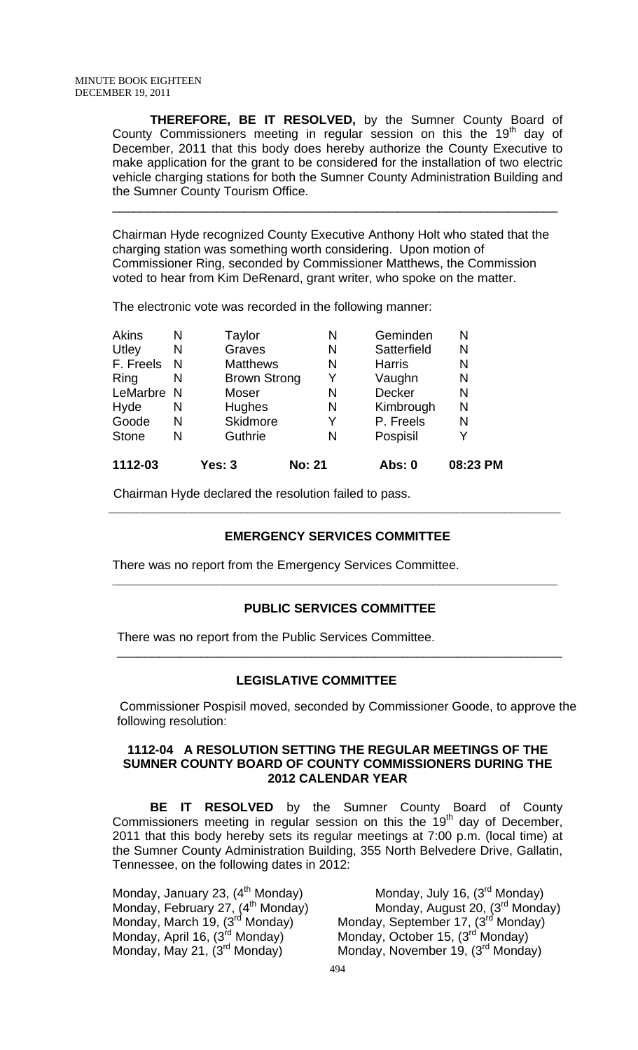**THEREFORE, BE IT RESOLVED,** by the Sumner County Board of County Commissioners meeting in regular session on this the 19th day of December, 2011 that this body does hereby authorize the County Executive to make application for the grant to be considered for the installation of two electric vehicle charging stations for both the Sumner County Administration Building and the Sumner County Tourism Office.

---

Chairman Hyde recognized County Executive Anthony Holt who stated that the charging station was something worth considering. Upon motion of Commissioner Ring, seconded by Commissioner Matthews, the Commission voted to hear from Kim DeRenard, grant writer, who spoke on the matter.

The electronic vote was recorded in the following manner:

| | | | | | |
|---|---|---|---|---|---|
| Akins | N | Taylor | N | Geminden | N |
| Utley | N | Graves | N | Satterfield | N |
| F. Freels | N | Matthews | N | Harris | N |
| Ring | N | Brown Strong | Y | Vaughn | N |
| LeMarbre | N | Moser | N | Decker | N |
| Hyde | N | Hughes | N | Kimbrough | N |
| Goode | N | Skidmore | Y | P. Freels | N |
| Stone | N | Guthrie | N | Pospisil | Y |
| **1112-03** | | **Yes: 3** | **No: 21** | **Abs: 0** | **08:23 PM** |

Chairman Hyde declared the resolution failed to pass.

---

## EMERGENCY SERVICES COMMITTEE

There was no report from the Emergency Services Committee.

---

## PUBLIC SERVICES COMMITTEE

There was no report from the Public Services Committee.

---

## LEGISLATIVE COMMITTEE

Commissioner Pospisil moved, seconded by Commissioner Goode, to approve the following resolution:

### 1112-04 A RESOLUTION SETTING THE REGULAR MEETINGS OF THE SUMNER COUNTY BOARD OF COUNTY COMMISSIONERS DURING THE 2012 CALENDAR YEAR

**BE IT RESOLVED** by the Sumner County Board of County Commissioners meeting in regular session on this the 19th day of December, 2011 that this body hereby sets its regular meetings at 7:00 p.m. (local time) at the Sumner County Administration Building, 355 North Belvedere Drive, Gallatin, Tennessee, on the following dates in 2012:

| | |
|---|---|
| Monday, January 23, (4th Monday) | Monday, July 16, (3rd Monday) |
| Monday, February 27, (4th Monday) | Monday, August 20, (3rd Monday) |
| Monday, March 19, (3rd Monday) | Monday, September 17, (3rd Monday) |
| Monday, April 16, (3rd Monday) | Monday, October 15, (3rd Monday) |
| Monday, May 21, (3rd Monday) | Monday, November 19, (3rd Monday) |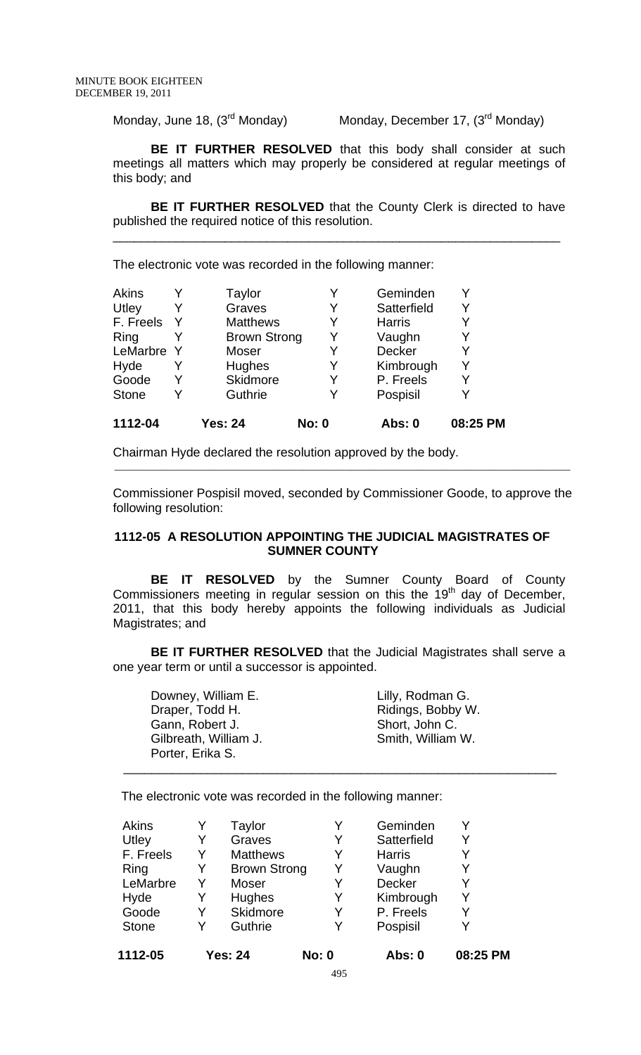Monday, June 18, (3rd Monday) Monday, December 17, (3rd Monday)

**BE IT FURTHER RESOLVED** that this body shall consider at such meetings all matters which may properly be considered at regular meetings of this body; and

**BE IT FURTHER RESOLVED** that the County Clerk is directed to have published the required notice of this resolution.

---

The electronic vote was recorded in the following manner:

| | | | | | |
|---|---|---|---|---|---|
| Akins | Y | Taylor | Y | Geminden | Y |
| Utley | Y | Graves | Y | Satterfield | Y |
| F. Freels | Y | Matthews | Y | Harris | Y |
| Ring | Y | Brown Strong | Y | Vaughn | Y |
| LeMarbre | Y | Moser | Y | Decker | Y |
| Hyde | Y | Hughes | Y | Kimbrough | Y |
| Goode | Y | Skidmore | Y | P. Freels | Y |
| Stone | Y | Guthrie | Y | Pospisil | Y |

**1112-04 Yes: 24 No: 0 Abs: 0 08:25 PM**

Chairman Hyde declared the resolution approved by the body.

---

Commissioner Pospisil moved, seconded by Commissioner Goode, to approve the following resolution:

**1112-05 A RESOLUTION APPOINTING THE JUDICIAL MAGISTRATES OF SUMNER COUNTY**

**BE IT RESOLVED** by the Sumner County Board of County Commissioners meeting in regular session on this the 19th day of December, 2011, that this body hereby appoints the following individuals as Judicial Magistrates; and

**BE IT FURTHER RESOLVED** that the Judicial Magistrates shall serve a one year term or until a successor is appointed.

| | |
|---|---|
| Downey, William E. | Lilly, Rodman G. |
| Draper, Todd H. | Ridings, Bobby W. |
| Gann, Robert J. | Short, John C. |
| Gilbreath, William J. | Smith, William W. |
| Porter, Erika S. | |

---

The electronic vote was recorded in the following manner:

| | | | | | |
|---|---|---|---|---|---|
| Akins | Y | Taylor | Y | Geminden | Y |
| Utley | Y | Graves | Y | Satterfield | Y |
| F. Freels | Y | Matthews | Y | Harris | Y |
| Ring | Y | Brown Strong | Y | Vaughn | Y |
| LeMarbre | Y | Moser | Y | Decker | Y |
| Hyde | Y | Hughes | Y | Kimbrough | Y |
| Goode | Y | Skidmore | Y | P. Freels | Y |
| Stone | Y | Guthrie | Y | Pospisil | Y |

**1112-05 Yes: 24 No: 0 Abs: 0 08:25 PM**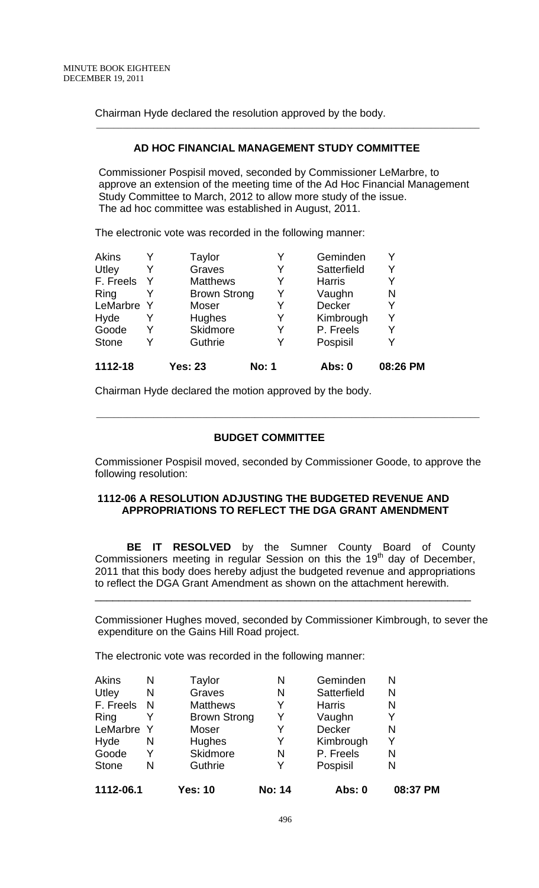Chairman Hyde declared the resolution approved by the body.

---

## AD HOC FINANCIAL MANAGEMENT STUDY COMMITTEE

Commissioner Pospisil moved, seconded by Commissioner LeMarbre, to approve an extension of the meeting time of the Ad Hoc Financial Management Study Committee to March, 2012 to allow more study of the issue. The ad hoc committee was established in August, 2011.

The electronic vote was recorded in the following manner:

| | | | | | | |
|---|---|---|---|---|---|---|
| Akins | Y | Taylor | Y | Geminden | Y | |
| Utley | Y | Graves | Y | Satterfield | Y | |
| F. Freels | Y | Matthews | Y | Harris | Y | |
| Ring | Y | Brown Strong | Y | Vaughn | N | |
| LeMarbre | Y | Moser | Y | Decker | Y | |
| Hyde | Y | Hughes | Y | Kimbrough | Y | |
| Goode | Y | Skidmore | Y | P. Freels | Y | |
| Stone | Y | Guthrie | Y | Pospisil | Y | |
| **1112-18** | | **Yes: 23** | **No: 1** | **Abs: 0** | | **08:26 PM** |

Chairman Hyde declared the motion approved by the body.

---

## BUDGET COMMITTEE

Commissioner Pospisil moved, seconded by Commissioner Goode, to approve the following resolution:

### 1112-06 A RESOLUTION ADJUSTING THE BUDGETED REVENUE AND APPROPRIATIONS TO REFLECT THE DGA GRANT AMENDMENT

**BE IT RESOLVED** by the Sumner County Board of County Commissioners meeting in regular Session on this the 19th day of December, 2011 that this body does hereby adjust the budgeted revenue and appropriations to reflect the DGA Grant Amendment as shown on the attachment herewith.

---

Commissioner Hughes moved, seconded by Commissioner Kimbrough, to sever the expenditure on the Gains Hill Road project.

The electronic vote was recorded in the following manner:

| | | | | | | |
|---|---|---|---|---|---|---|
| Akins | N | Taylor | N | Geminden | N | |
| Utley | N | Graves | N | Satterfield | N | |
| F. Freels | N | Matthews | Y | Harris | N | |
| Ring | Y | Brown Strong | Y | Vaughn | Y | |
| LeMarbre | Y | Moser | Y | Decker | N | |
| Hyde | N | Hughes | Y | Kimbrough | Y | |
| Goode | Y | Skidmore | N | P. Freels | N | |
| Stone | N | Guthrie | Y | Pospisil | N | |
| **1112-06.1** | | **Yes: 10** | **No: 14** | **Abs: 0** | | **08:37 PM** |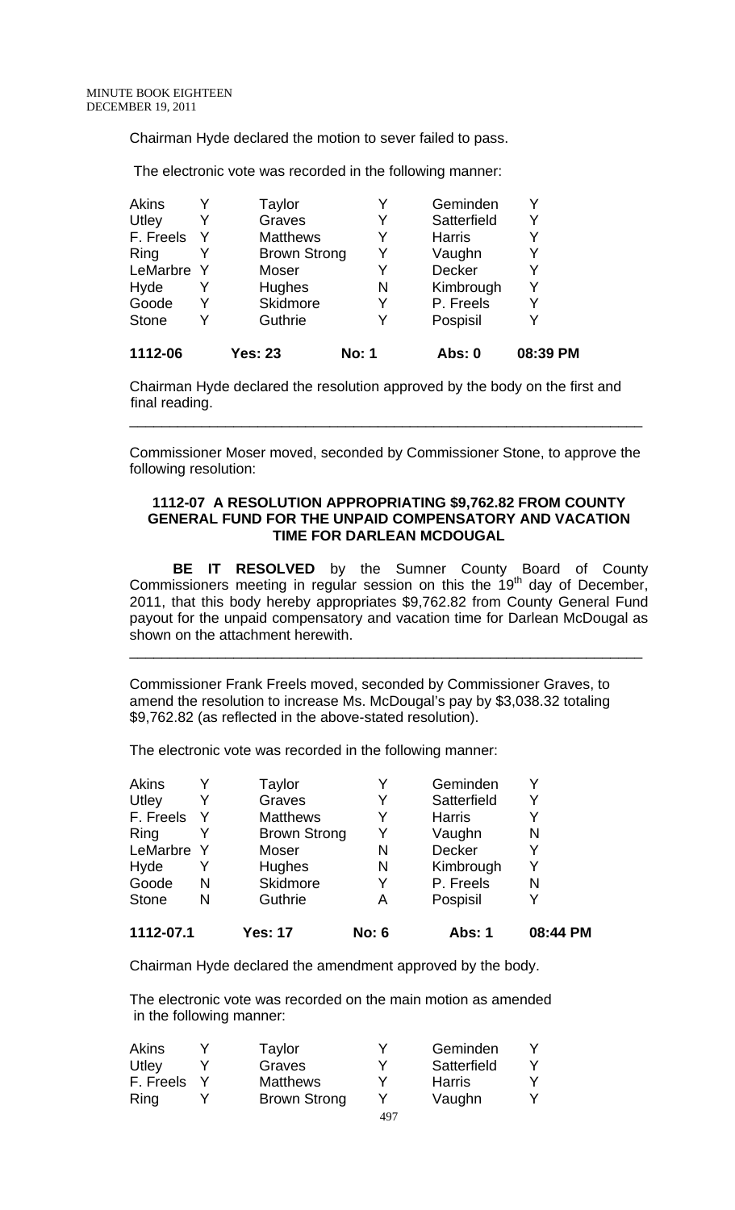Chairman Hyde declared the motion to sever failed to pass.

The electronic vote was recorded in the following manner:

| | | | | | |
|---|---|---|---|---|---|
| Akins | Y | Taylor | Y | Geminden | Y |
| Utley | Y | Graves | Y | Satterfield | Y |
| F. Freels | Y | Matthews | Y | Harris | Y |
| Ring | Y | Brown Strong | Y | Vaughn | Y |
| LeMarbre | Y | Moser | Y | Decker | Y |
| Hyde | Y | Hughes | N | Kimbrough | Y |
| Goode | Y | Skidmore | Y | P. Freels | Y |
| Stone | Y | Guthrie | Y | Pospisil | Y |
| **1112-06** | | **Yes: 23** | **No: 1** | **Abs: 0** | **08:39 PM** |

Chairman Hyde declared the resolution approved by the body on the first and final reading.

---

Commissioner Moser moved, seconded by Commissioner Stone, to approve the following resolution:

**1112-07 A RESOLUTION APPROPRIATING $9,762.82 FROM COUNTY GENERAL FUND FOR THE UNPAID COMPENSATORY AND VACATION TIME FOR DARLEAN MCDOUGAL**

**BE IT RESOLVED** by the Sumner County Board of County Commissioners meeting in regular session on this the 19th day of December, 2011, that this body hereby appropriates $9,762.82 from County General Fund payout for the unpaid compensatory and vacation time for Darlean McDougal as shown on the attachment herewith.

---

Commissioner Frank Freels moved, seconded by Commissioner Graves, to amend the resolution to increase Ms. McDougal's pay by $3,038.32 totaling $9,762.82 (as reflected in the above-stated resolution).

The electronic vote was recorded in the following manner:

| | | | | | |
|---|---|---|---|---|---|
| Akins | Y | Taylor | Y | Geminden | Y |
| Utley | Y | Graves | Y | Satterfield | Y |
| F. Freels | Y | Matthews | Y | Harris | Y |
| Ring | Y | Brown Strong | Y | Vaughn | N |
| LeMarbre | Y | Moser | N | Decker | Y |
| Hyde | Y | Hughes | N | Kimbrough | Y |
| Goode | N | Skidmore | Y | P. Freels | N |
| Stone | N | Guthrie | A | Pospisil | Y |
| **1112-07.1** | | **Yes: 17** | **No: 6** | **Abs: 1** | **08:44 PM** |

Chairman Hyde declared the amendment approved by the body.

The electronic vote was recorded on the main motion as amended in the following manner:

| | | | | | |
|---|---|---|---|---|---|
| Akins | Y | Taylor | Y | Geminden | Y |
| Utley | Y | Graves | Y | Satterfield | Y |
| F. Freels | Y | Matthews | Y | Harris | Y |
| Ring | Y | Brown Strong | Y | Vaughn | Y |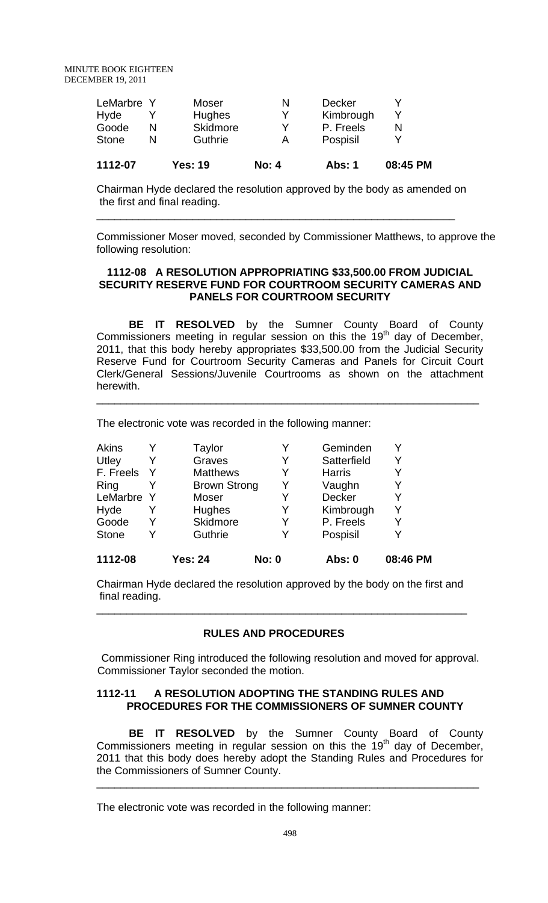| | | | | | |
|---|---|---|---|---|---|
| LeMarbre | Y | Moser | N | Decker | Y |
| Hyde | Y | Hughes | Y | Kimbrough | Y |
| Goode | N | Skidmore | Y | P. Freels | N |
| Stone | N | Guthrie | A | Pospisil | Y |
| **1112-07** | | **Yes: 19** | **No: 4** | **Abs: 1** | **08:45 PM** |

Chairman Hyde declared the resolution approved by the body as amended on the first and final reading.

---

Commissioner Moser moved, seconded by Commissioner Matthews, to approve the following resolution:

**1112-08 A RESOLUTION APPROPRIATING $33,500.00 FROM JUDICIAL SECURITY RESERVE FUND FOR COURTROOM SECURITY CAMERAS AND PANELS FOR COURTROOM SECURITY**

**BE IT RESOLVED** by the Sumner County Board of County Commissioners meeting in regular session on this the 19th day of December, 2011, that this body hereby appropriates $33,500.00 from the Judicial Security Reserve Fund for Courtroom Security Cameras and Panels for Circuit Court Clerk/General Sessions/Juvenile Courtrooms as shown on the attachment herewith.

---

The electronic vote was recorded in the following manner:

| | | | | | |
|---|---|---|---|---|---|
| Akins | Y | Taylor | Y | Geminden | Y |
| Utley | Y | Graves | Y | Satterfield | Y |
| F. Freels | Y | Matthews | Y | Harris | Y |
| Ring | Y | Brown Strong | Y | Vaughn | Y |
| LeMarbre | Y | Moser | Y | Decker | Y |
| Hyde | Y | Hughes | Y | Kimbrough | Y |
| Goode | Y | Skidmore | Y | P. Freels | Y |
| Stone | Y | Guthrie | Y | Pospisil | Y |
| **1112-08** | | **Yes: 24** | **No: 0** | **Abs: 0** | **08:46 PM** |

Chairman Hyde declared the resolution approved by the body on the first and final reading.

---

## RULES AND PROCEDURES

Commissioner Ring introduced the following resolution and moved for approval. Commissioner Taylor seconded the motion.

**1112-11 A RESOLUTION ADOPTING THE STANDING RULES AND PROCEDURES FOR THE COMMISSIONERS OF SUMNER COUNTY**

**BE IT RESOLVED** by the Sumner County Board of County Commissioners meeting in regular session on this the 19th day of December, 2011 that this body does hereby adopt the Standing Rules and Procedures for the Commissioners of Sumner County.

---

The electronic vote was recorded in the following manner: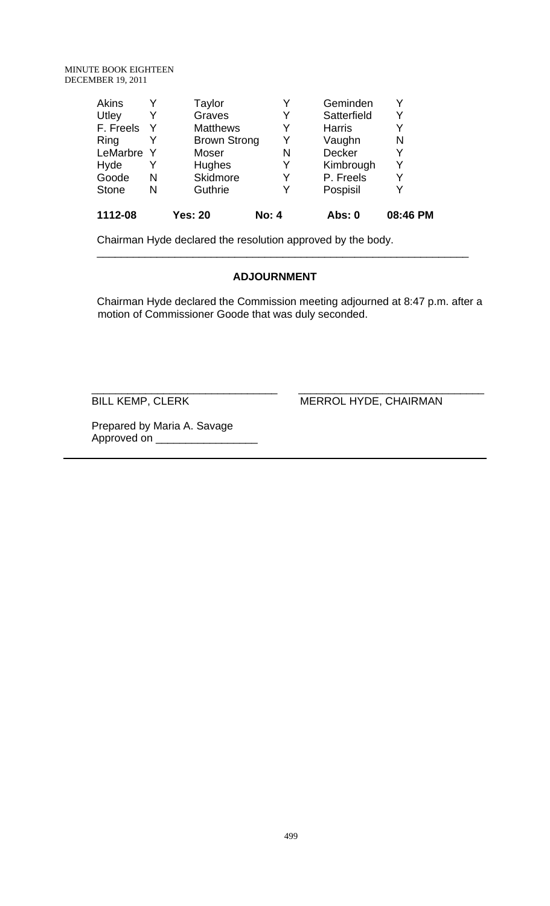| | | | | | |
|---|---|---|---|---|---|
| Akins | Y | Taylor | Y | Geminden | Y |
| Utley | Y | Graves | Y | Satterfield | Y |
| F. Freels | Y | Matthews | Y | Harris | Y |
| Ring | Y | Brown Strong | Y | Vaughn | N |
| LeMarbre | Y | Moser | N | Decker | Y |
| Hyde | Y | Hughes | Y | Kimbrough | Y |
| Goode | N | Skidmore | Y | P. Freels | Y |
| Stone | N | Guthrie | Y | Pospisil | Y |

**1112-08** **Yes: 20** **No: 4** **Abs: 0** **08:46 PM**

Chairman Hyde declared the resolution approved by the body.

---

## ADJOURNMENT

Chairman Hyde declared the Commission meeting adjourned at 8:47 p.m. after a motion of Commissioner Goode that was duly seconded.

\_\_\_\_\_\_\_\_\_\_\_\_\_\_\_\_\_\_\_\_\_\_\_\_\_\_\_\_\_\_
BILL KEMP, CLERK

\_\_\_\_\_\_\_\_\_\_\_\_\_\_\_\_\_\_\_\_\_\_\_\_\_\_\_\_\_\_
MERROL HYDE, CHAIRMAN

Prepared by Maria A. Savage
Approved on \_\_\_\_\_\_\_\_\_\_\_\_\_\_\_\_